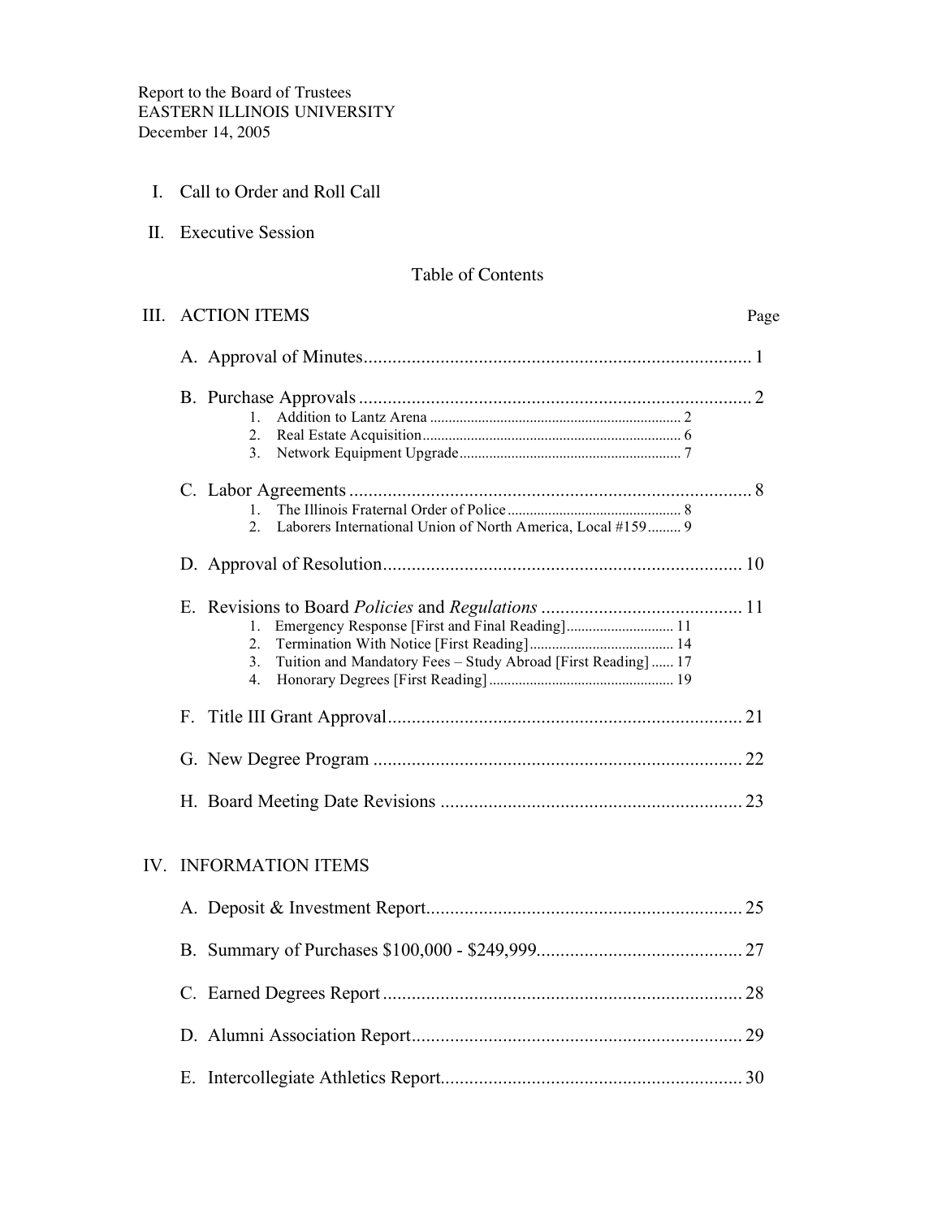Report to the Board of Trustees
EASTERN ILLINOIS UNIVERSITY
December 14, 2005

I. Call to Order and Roll Call

II. Executive Session

## Table of Contents

| III. ACTION ITEMS | Page |
|---|---|
| A. Approval of Minutes | 1 |
| B. Purchase Approvals | 2 |
| 1. Addition to Lantz Arena | 2 |
| 2. Real Estate Acquisition | 6 |
| 3. Network Equipment Upgrade | 7 |
| C. Labor Agreements | 8 |
| 1. The Illinois Fraternal Order of Police | 8 |
| 2. Laborers International Union of North America, Local #159 | 9 |
| D. Approval of Resolution | 10 |
| E. Revisions to Board *Policies* and *Regulations* | 11 |
| 1. Emergency Response [First and Final Reading] | 11 |
| 2. Termination With Notice [First Reading] | 14 |
| 3. Tuition and Mandatory Fees – Study Abroad [First Reading] | 17 |
| 4. Honorary Degrees [First Reading] | 19 |
| F. Title III Grant Approval | 21 |
| G. New Degree Program | 22 |
| H. Board Meeting Date Revisions | 23 |

| IV. INFORMATION ITEMS | |
|---|---|
| A. Deposit & Investment Report | 25 |
| B. Summary of Purchases $100,000 - $249,999 | 27 |
| C. Earned Degrees Report | 28 |
| D. Alumni Association Report | 29 |
| E. Intercollegiate Athletics Report | 30 |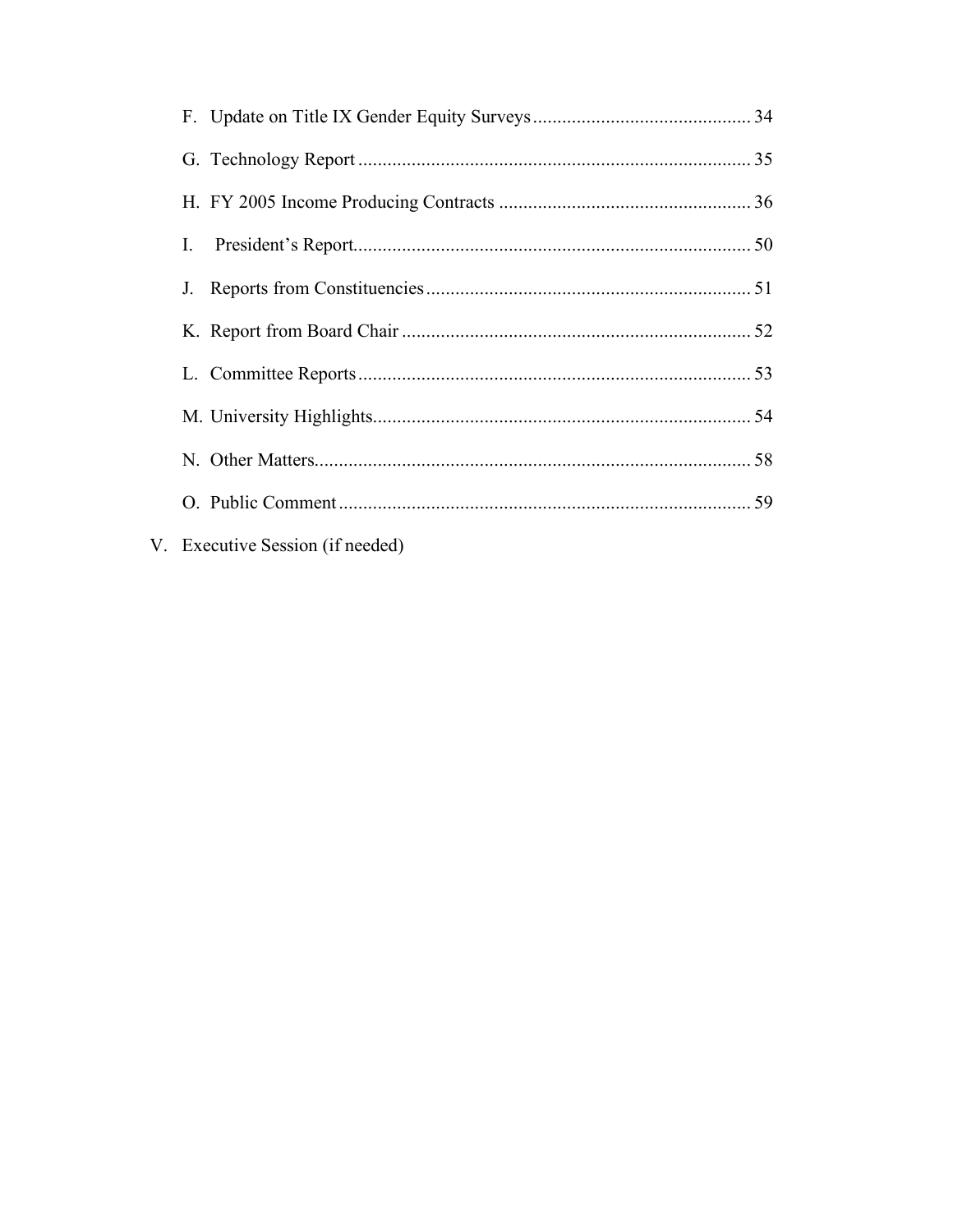- F. Update on Title IX Gender Equity Surveys ............................................ 34
- G. Technology Report ................................................................................ 35
- H. FY 2005 Income Producing Contracts ................................................... 36
- I. President's Report................................................................................. 50
- J. Reports from Constituencies .................................................................. 51
- K. Report from Board Chair ....................................................................... 52
- L. Committee Reports ................................................................................ 53
- M. University Highlights............................................................................. 54
- N. Other Matters......................................................................................... 58
- O. Public Comment .................................................................................... 59

V. Executive Session (if needed)